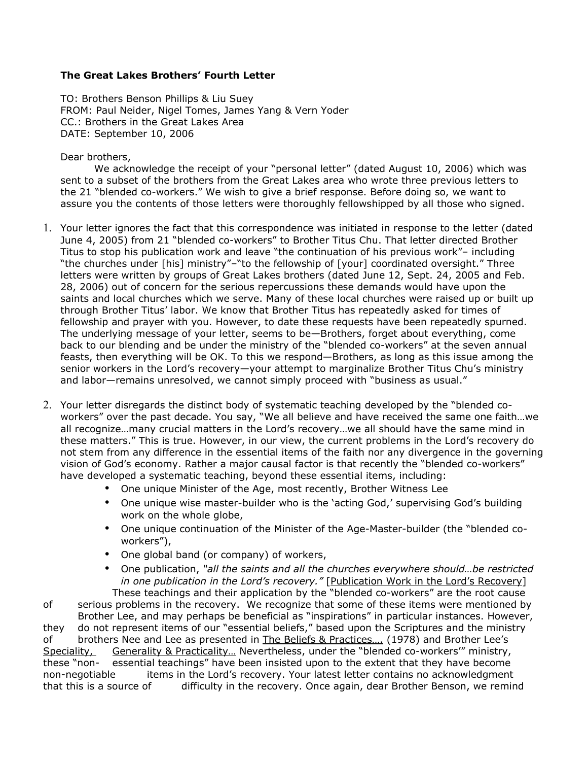**The Great Lakes Brothers' Fourth Letter**

TO: Brothers Benson Phillips & Liu Suey
FROM: Paul Neider, Nigel Tomes, James Yang & Vern Yoder
CC.: Brothers in the Great Lakes Area
DATE: September 10, 2006

Dear brothers,

We acknowledge the receipt of your "personal letter" (dated August 10, 2006) which was sent to a subset of the brothers from the Great Lakes area who wrote three previous letters to the 21 "blended co-workers." We wish to give a brief response. Before doing so, we want to assure you the contents of those letters were thoroughly fellowshipped by all those who signed.

1. Your letter ignores the fact that this correspondence was initiated in response to the letter (dated June 4, 2005) from 21 "blended co-workers" to Brother Titus Chu. That letter directed Brother Titus to stop his publication work and leave "the continuation of his previous work"– including "the churches under [his] ministry"–"to the fellowship of [your] coordinated oversight." Three letters were written by groups of Great Lakes brothers (dated June 12, Sept. 24, 2005 and Feb. 28, 2006) out of concern for the serious repercussions these demands would have upon the saints and local churches which we serve. Many of these local churches were raised up or built up through Brother Titus' labor. We know that Brother Titus has repeatedly asked for times of fellowship and prayer with you. However, to date these requests have been repeatedly spurned. The underlying message of your letter, seems to be—Brothers, forget about everything, come back to our blending and be under the ministry of the "blended co-workers" at the seven annual feasts, then everything will be OK. To this we respond—Brothers, as long as this issue among the senior workers in the Lord's recovery—your attempt to marginalize Brother Titus Chu's ministry and labor—remains unresolved, we cannot simply proceed with "business as usual."

2. Your letter disregards the distinct body of systematic teaching developed by the "blended co-workers" over the past decade. You say, "We all believe and have received the same one faith…we all recognize…many crucial matters in the Lord's recovery…we all should have the same mind in these matters." This is true. However, in our view, the current problems in the Lord's recovery do not stem from any difference in the essential items of the faith nor any divergence in the governing vision of God's economy. Rather a major causal factor is that recently the "blended co-workers" have developed a systematic teaching, beyond these essential items, including:
   - One unique Minister of the Age, most recently, Brother Witness Lee
   - One unique wise master-builder who is the 'acting God,' supervising God's building work on the whole globe,
   - One unique continuation of the Minister of the Age-Master-builder (the "blended co-workers"),
   - One global band (or company) of workers,
   - One publication, *"all the saints and all the churches everywhere should…be restricted in one publication in the Lord's recovery."* [Publication Work in the Lord's Recovery]

   These teachings and their application by the "blended co-workers" are the root cause of serious problems in the recovery. We recognize that some of these items were mentioned by Brother Lee, and may perhaps be beneficial as "inspirations" in particular instances. However, they do not represent items of our "essential beliefs," based upon the Scriptures and the ministry of brothers Nee and Lee as presented in The Beliefs & Practices…. (1978) and Brother Lee's Speciality, Generality & Practicality… Nevertheless, under the "blended co-workers'" ministry, these "non-essential teachings" have been insisted upon to the extent that they have become non-negotiable items in the Lord's recovery. Your latest letter contains no acknowledgment that this is a source of difficulty in the recovery. Once again, dear Brother Benson, we remind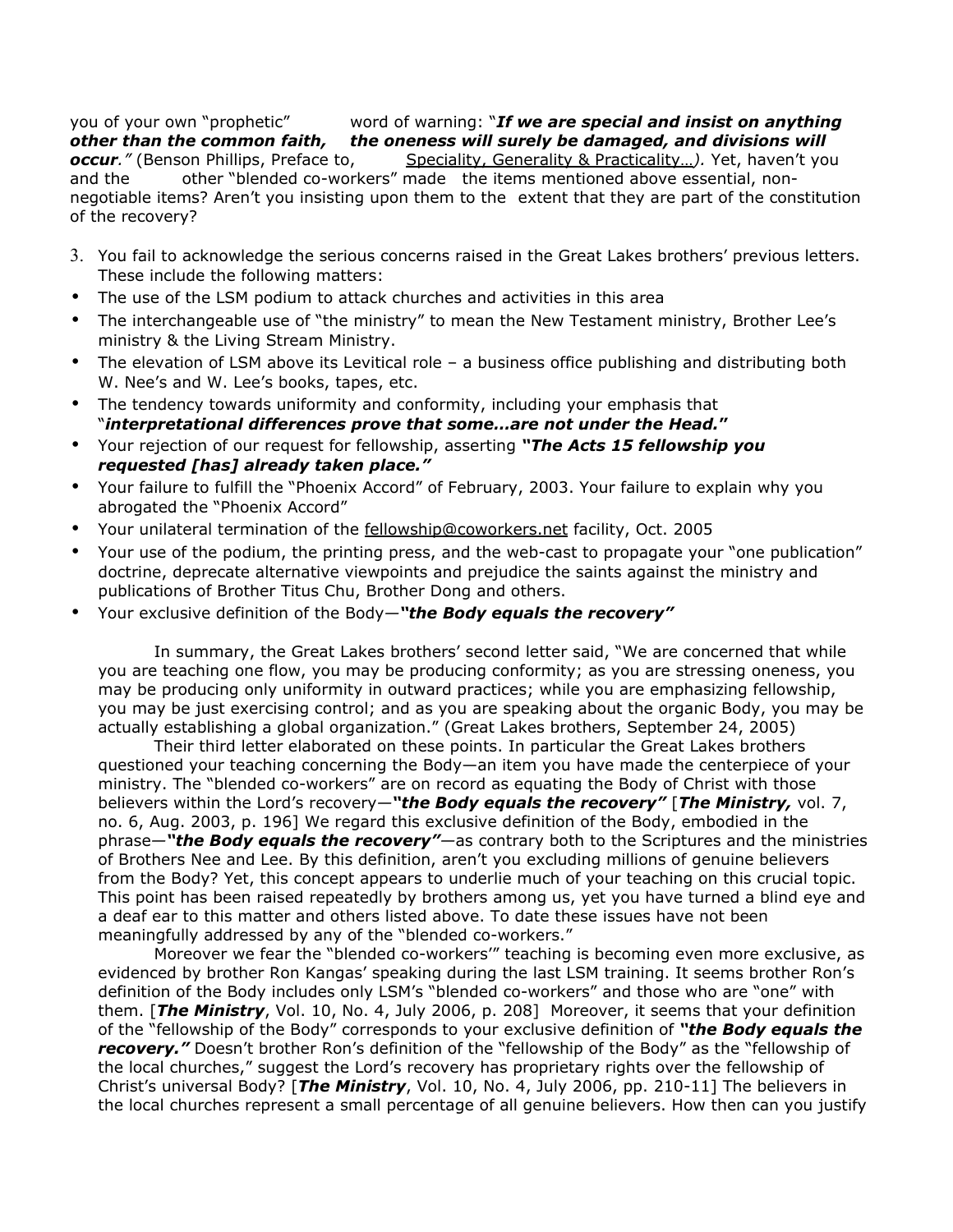you of your own "prophetic" word of warning: "***If we are special and insist on anything other than the common faith, the oneness will surely be damaged, and divisions will occur.***" (Benson Phillips, Preface to, Speciality, Generality & Practicality…). Yet, haven't you and the other "blended co-workers" made the items mentioned above essential, non-negotiable items? Aren't you insisting upon them to the extent that they are part of the constitution of the recovery?

3. You fail to acknowledge the serious concerns raised in the Great Lakes brothers' previous letters. These include the following matters:

- The use of the LSM podium to attack churches and activities in this area
- The interchangeable use of "the ministry" to mean the New Testament ministry, Brother Lee's ministry & the Living Stream Ministry.
- The elevation of LSM above its Levitical role – a business office publishing and distributing both W. Nee's and W. Lee's books, tapes, etc.
- The tendency towards uniformity and conformity, including your emphasis that "***interpretational differences prove that some…are not under the Head.***"
- Your rejection of our request for fellowship, asserting ***"The Acts 15 fellowship you requested [has] already taken place."***
- Your failure to fulfill the "Phoenix Accord" of February, 2003. Your failure to explain why you abrogated the "Phoenix Accord"
- Your unilateral termination of the fellowship@coworkers.net facility, Oct. 2005
- Your use of the podium, the printing press, and the web-cast to propagate your "one publication" doctrine, deprecate alternative viewpoints and prejudice the saints against the ministry and publications of Brother Titus Chu, Brother Dong and others.
- Your exclusive definition of the Body—***"the Body equals the recovery"***

In summary, the Great Lakes brothers' second letter said, "We are concerned that while you are teaching one flow, you may be producing conformity; as you are stressing oneness, you may be producing only uniformity in outward practices; while you are emphasizing fellowship, you may be just exercising control; and as you are speaking about the organic Body, you may be actually establishing a global organization." (Great Lakes brothers, September 24, 2005)

Their third letter elaborated on these points. In particular the Great Lakes brothers questioned your teaching concerning the Body—an item you have made the centerpiece of your ministry. The "blended co-workers" are on record as equating the Body of Christ with those believers within the Lord's recovery—***"the Body equals the recovery"*** [***The Ministry,*** vol. 7, no. 6, Aug. 2003, p. 196] We regard this exclusive definition of the Body, embodied in the phrase—***"the Body equals the recovery"***—as contrary both to the Scriptures and the ministries of Brothers Nee and Lee. By this definition, aren't you excluding millions of genuine believers from the Body? Yet, this concept appears to underlie much of your teaching on this crucial topic. This point has been raised repeatedly by brothers among us, yet you have turned a blind eye and a deaf ear to this matter and others listed above. To date these issues have not been meaningfully addressed by any of the "blended co-workers."

Moreover we fear the "blended co-workers'" teaching is becoming even more exclusive, as evidenced by brother Ron Kangas' speaking during the last LSM training. It seems brother Ron's definition of the Body includes only LSM's "blended co-workers" and those who are "one" with them. [***The Ministry***, Vol. 10, No. 4, July 2006, p. 208] Moreover, it seems that your definition of the "fellowship of the Body" corresponds to your exclusive definition of ***"the Body equals the recovery."*** Doesn't brother Ron's definition of the "fellowship of the Body" as the "fellowship of the local churches," suggest the Lord's recovery has proprietary rights over the fellowship of Christ's universal Body? [***The Ministry***, Vol. 10, No. 4, July 2006, pp. 210-11] The believers in the local churches represent a small percentage of all genuine believers. How then can you justify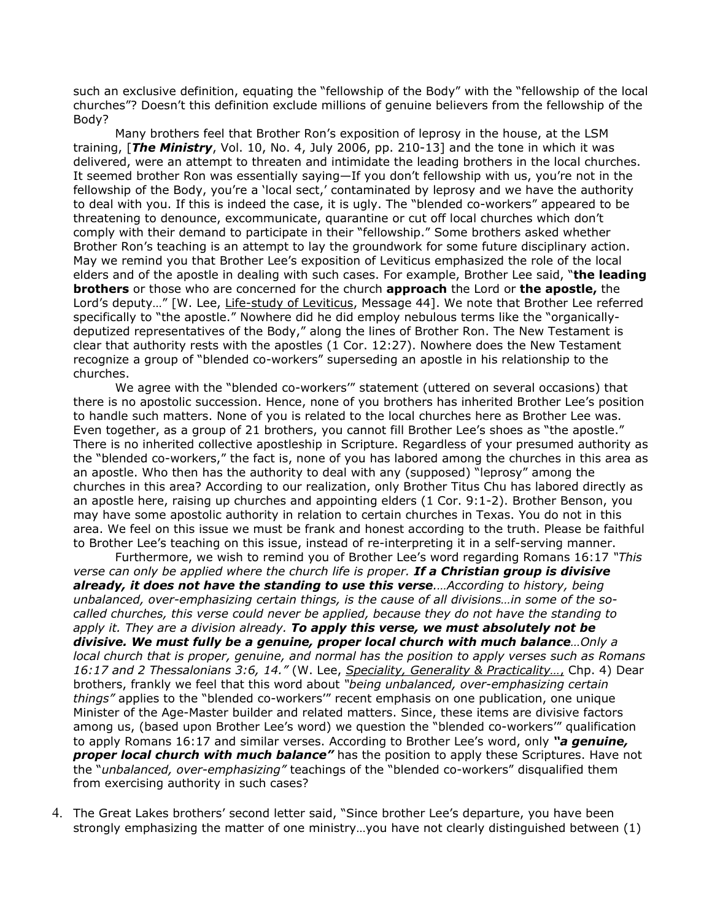such an exclusive definition, equating the "fellowship of the Body" with the "fellowship of the local churches"? Doesn't this definition exclude millions of genuine believers from the fellowship of the Body?

Many brothers feel that Brother Ron's exposition of leprosy in the house, at the LSM training, [***The Ministry***, Vol. 10, No. 4, July 2006, pp. 210-13] and the tone in which it was delivered, were an attempt to threaten and intimidate the leading brothers in the local churches. It seemed brother Ron was essentially saying—If you don't fellowship with us, you're not in the fellowship of the Body, you're a 'local sect,' contaminated by leprosy and we have the authority to deal with you. If this is indeed the case, it is ugly. The "blended co-workers" appeared to be threatening to denounce, excommunicate, quarantine or cut off local churches which don't comply with their demand to participate in their "fellowship." Some brothers asked whether Brother Ron's teaching is an attempt to lay the groundwork for some future disciplinary action. May we remind you that Brother Lee's exposition of Leviticus emphasized the role of the local elders and of the apostle in dealing with such cases. For example, Brother Lee said, "**the leading brothers** or those who are concerned for the church **approach** the Lord or **the apostle,** the Lord's deputy…" [W. Lee, Life-study of Leviticus, Message 44]. We note that Brother Lee referred specifically to "the apostle." Nowhere did he did employ nebulous terms like the "organically-deputized representatives of the Body," along the lines of Brother Ron. The New Testament is clear that authority rests with the apostles (1 Cor. 12:27). Nowhere does the New Testament recognize a group of "blended co-workers" superseding an apostle in his relationship to the churches.

We agree with the "blended co-workers'" statement (uttered on several occasions) that there is no apostolic succession. Hence, none of you brothers has inherited Brother Lee's position to handle such matters. None of you is related to the local churches here as Brother Lee was. Even together, as a group of 21 brothers, you cannot fill Brother Lee's shoes as "the apostle." There is no inherited collective apostleship in Scripture. Regardless of your presumed authority as the "blended co-workers," the fact is, none of you has labored among the churches in this area as an apostle. Who then has the authority to deal with any (supposed) "leprosy" among the churches in this area? According to our realization, only Brother Titus Chu has labored directly as an apostle here, raising up churches and appointing elders (1 Cor. 9:1-2). Brother Benson, you may have some apostolic authority in relation to certain churches in Texas. You do not in this area. We feel on this issue we must be frank and honest according to the truth. Please be faithful to Brother Lee's teaching on this issue, instead of re-interpreting it in a self-serving manner.

Furthermore, we wish to remind you of Brother Lee's word regarding Romans 16:17 *"This verse can only be applied where the church life is proper.* ***If a Christian group is divisive already, it does not have the standing to use this verse****….According to history, being unbalanced, over-emphasizing certain things, is the cause of all divisions…in some of the so-called churches, this verse could never be applied, because they do not have the standing to apply it. They are a division already.* ***To apply this verse, we must absolutely not be divisive. We must fully be a genuine, proper local church with much balance****…Only a local church that is proper, genuine, and normal has the position to apply verses such as Romans 16:17 and 2 Thessalonians 3:6, 14."* (W. Lee, Speciality, Generality & Practicality…, Chp. 4) Dear brothers, frankly we feel that this word about *"being unbalanced, over-emphasizing certain things"* applies to the "blended co-workers'" recent emphasis on one publication, one unique Minister of the Age-Master builder and related matters. Since, these items are divisive factors among us, (based upon Brother Lee's word) we question the "blended co-workers'" qualification to apply Romans 16:17 and similar verses. According to Brother Lee's word, only ***"a genuine, proper local church with much balance"*** has the position to apply these Scriptures. Have not the "*unbalanced, over-emphasizing"* teachings of the "blended co-workers" disqualified them from exercising authority in such cases?

4. The Great Lakes brothers' second letter said, "Since brother Lee's departure, you have been strongly emphasizing the matter of one ministry…you have not clearly distinguished between (1)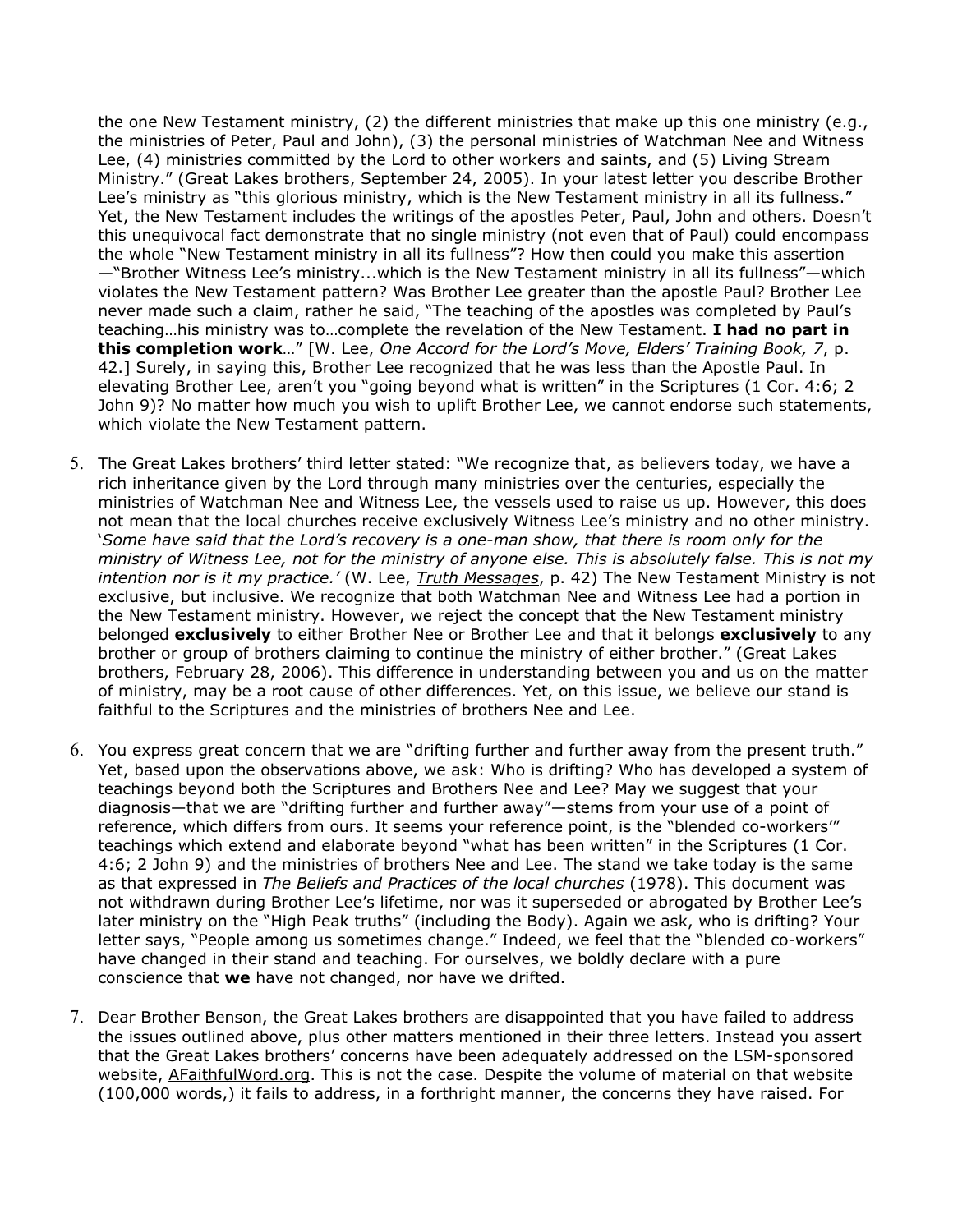the one New Testament ministry, (2) the different ministries that make up this one ministry (e.g., the ministries of Peter, Paul and John), (3) the personal ministries of Watchman Nee and Witness Lee, (4) ministries committed by the Lord to other workers and saints, and (5) Living Stream Ministry." (Great Lakes brothers, September 24, 2005). In your latest letter you describe Brother Lee's ministry as "this glorious ministry, which is the New Testament ministry in all its fullness." Yet, the New Testament includes the writings of the apostles Peter, Paul, John and others. Doesn't this unequivocal fact demonstrate that no single ministry (not even that of Paul) could encompass the whole "New Testament ministry in all its fullness"? How then could you make this assertion —"Brother Witness Lee's ministry...which is the New Testament ministry in all its fullness"—which violates the New Testament pattern? Was Brother Lee greater than the apostle Paul? Brother Lee never made such a claim, rather he said, "The teaching of the apostles was completed by Paul's teaching…his ministry was to…complete the revelation of the New Testament. **I had no part in this completion work**…" [W. Lee, *One Accord for the Lord's Move, Elders' Training Book, 7*, p. 42.] Surely, in saying this, Brother Lee recognized that he was less than the Apostle Paul. In elevating Brother Lee, aren't you "going beyond what is written" in the Scriptures (1 Cor. 4:6; 2 John 9)? No matter how much you wish to uplift Brother Lee, we cannot endorse such statements, which violate the New Testament pattern.

5. The Great Lakes brothers' third letter stated: "We recognize that, as believers today, we have a rich inheritance given by the Lord through many ministries over the centuries, especially the ministries of Watchman Nee and Witness Lee, the vessels used to raise us up. However, this does not mean that the local churches receive exclusively Witness Lee's ministry and no other ministry. '*Some have said that the Lord's recovery is a one-man show, that there is room only for the ministry of Witness Lee, not for the ministry of anyone else. This is absolutely false. This is not my intention nor is it my practice.'* (W. Lee, *Truth Messages*, p. 42) The New Testament Ministry is not exclusive, but inclusive. We recognize that both Watchman Nee and Witness Lee had a portion in the New Testament ministry. However, we reject the concept that the New Testament ministry belonged **exclusively** to either Brother Nee or Brother Lee and that it belongs **exclusively** to any brother or group of brothers claiming to continue the ministry of either brother." (Great Lakes brothers, February 28, 2006). This difference in understanding between you and us on the matter of ministry, may be a root cause of other differences. Yet, on this issue, we believe our stand is faithful to the Scriptures and the ministries of brothers Nee and Lee.

6. You express great concern that we are "drifting further and further away from the present truth." Yet, based upon the observations above, we ask: Who is drifting? Who has developed a system of teachings beyond both the Scriptures and Brothers Nee and Lee? May we suggest that your diagnosis—that we are "drifting further and further away"—stems from your use of a point of reference, which differs from ours. It seems your reference point, is the "blended co-workers'" teachings which extend and elaborate beyond "what has been written" in the Scriptures (1 Cor. 4:6; 2 John 9) and the ministries of brothers Nee and Lee. The stand we take today is the same as that expressed in *The Beliefs and Practices of the local churches* (1978). This document was not withdrawn during Brother Lee's lifetime, nor was it superseded or abrogated by Brother Lee's later ministry on the "High Peak truths" (including the Body). Again we ask, who is drifting? Your letter says, "People among us sometimes change." Indeed, we feel that the "blended co-workers" have changed in their stand and teaching. For ourselves, we boldly declare with a pure conscience that **we** have not changed, nor have we drifted.

7. Dear Brother Benson, the Great Lakes brothers are disappointed that you have failed to address the issues outlined above, plus other matters mentioned in their three letters. Instead you assert that the Great Lakes brothers' concerns have been adequately addressed on the LSM-sponsored website, AFaithfulWord.org. This is not the case. Despite the volume of material on that website (100,000 words,) it fails to address, in a forthright manner, the concerns they have raised. For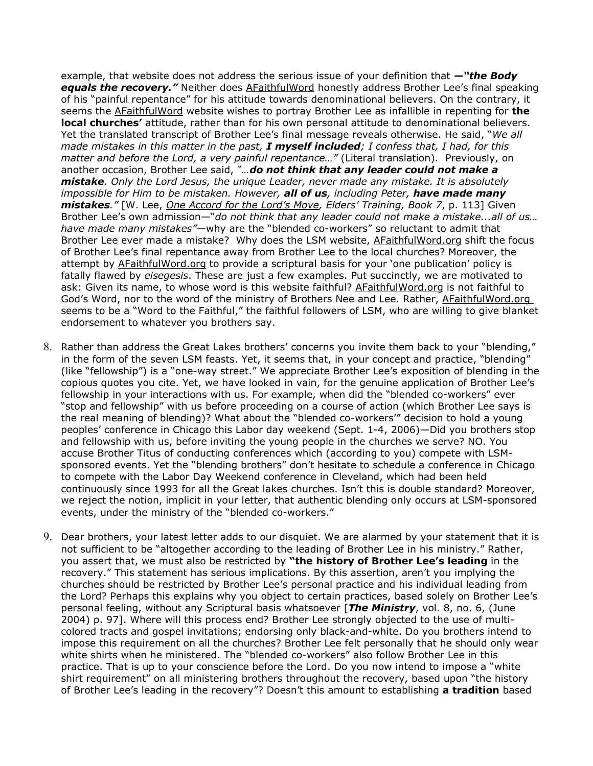example, that website does not address the serious issue of your definition that **—"*the Body equals the recovery."*** Neither does AFaithfulWord honestly address Brother Lee's final speaking of his "painful repentance" for his attitude towards denominational believers. On the contrary, it seems the AFaithfulWord website wishes to portray Brother Lee as infallible in repenting for **the local churches'** attitude, rather than for his own personal attitude to denominational believers. Yet the translated transcript of Brother Lee's final message reveals otherwise. He said, "*We all made mistakes in this matter in the past, **I myself included**; I confess that, I had, for this matter and before the Lord, a very painful repentance…"* (Literal translation). Previously, on another occasion, Brother Lee said, *"…**do not think that any leader could not make a mistake**. Only the Lord Jesus, the unique Leader, never made any mistake. It is absolutely impossible for Him to be mistaken. However, **all of us**, including Peter, **have made many mistakes**."* [W. Lee, *One Accord for the Lord's Move, Elders' Training, Book 7*, p. 113] Given Brother Lee's own admission—"*do not think that any leader could not make a mistake...all of us… have made many mistakes"*—why are the "blended co-workers" so reluctant to admit that Brother Lee ever made a mistake? Why does the LSM website, AFaithfulWord.org shift the focus of Brother Lee's final repentance away from Brother Lee to the local churches? Moreover, the attempt by AFaithfulWord.org to provide a scriptural basis for your 'one publication' policy is fatally flawed by *eisegesis*. These are just a few examples. Put succinctly, we are motivated to ask: Given its name, to whose word is this website faithful? AFaithfulWord.org is not faithful to God's Word, nor to the word of the ministry of Brothers Nee and Lee. Rather, AFaithfulWord.org seems to be a "Word to the Faithful," the faithful followers of LSM, who are willing to give blanket endorsement to whatever you brothers say.

8. Rather than address the Great Lakes brothers' concerns you invite them back to your "blending," in the form of the seven LSM feasts. Yet, it seems that, in your concept and practice, "blending" (like "fellowship") is a "one-way street." We appreciate Brother Lee's exposition of blending in the copious quotes you cite. Yet, we have looked in vain, for the genuine application of Brother Lee's fellowship in your interactions with us. For example, when did the "blended co-workers" ever "stop and fellowship" with us before proceeding on a course of action (which Brother Lee says is the real meaning of blending)? What about the "blended co-workers'" decision to hold a young peoples' conference in Chicago this Labor day weekend (Sept. 1-4, 2006)—Did you brothers stop and fellowship with us, before inviting the young people in the churches we serve? NO. You accuse Brother Titus of conducting conferences which (according to you) compete with LSM-sponsored events. Yet the "blending brothers" don't hesitate to schedule a conference in Chicago to compete with the Labor Day Weekend conference in Cleveland, which had been held continuously since 1993 for all the Great lakes churches. Isn't this is double standard? Moreover, we reject the notion, implicit in your letter, that authentic blending only occurs at LSM-sponsored events, under the ministry of the "blended co-workers."

9. Dear brothers, your latest letter adds to our disquiet. We are alarmed by your statement that it is not sufficient to be "altogether according to the leading of Brother Lee in his ministry." Rather, you assert that, we must also be restricted by **"the history of Brother Lee's leading** in the recovery." This statement has serious implications. By this assertion, aren't you implying the churches should be restricted by Brother Lee's personal practice and his individual leading from the Lord? Perhaps this explains why you object to certain practices, based solely on Brother Lee's personal feeling, without any Scriptural basis whatsoever [***The Ministry***, vol. 8, no. 6, (June 2004) p. 97]. Where will this process end? Brother Lee strongly objected to the use of multi-colored tracts and gospel invitations; endorsing only black-and-white. Do you brothers intend to impose this requirement on all the churches? Brother Lee felt personally that he should only wear white shirts when he ministered. The "blended co-workers" also follow Brother Lee in this practice. That is up to your conscience before the Lord. Do you now intend to impose a "white shirt requirement" on all ministering brothers throughout the recovery, based upon "the history of Brother Lee's leading in the recovery"? Doesn't this amount to establishing **a tradition** based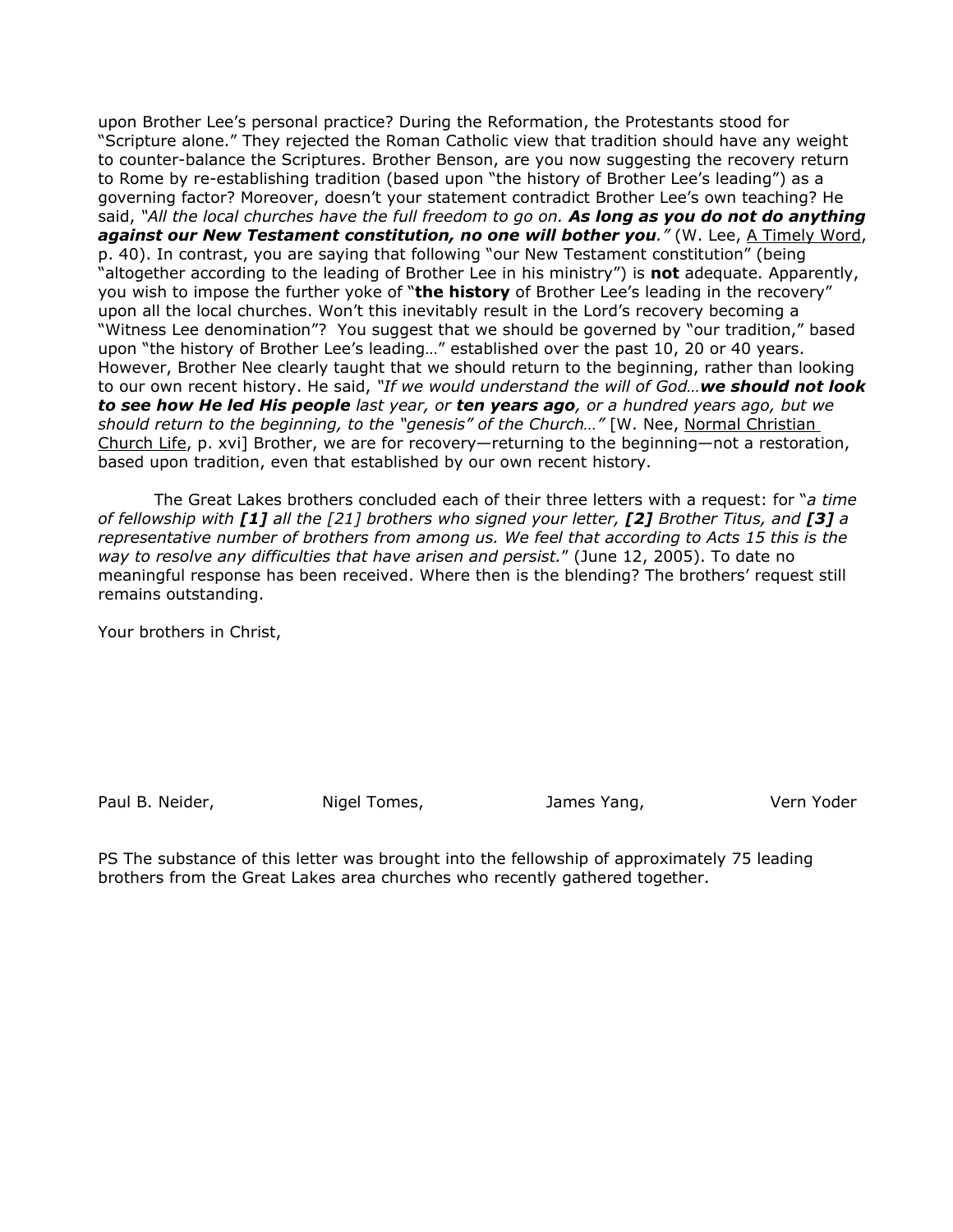upon Brother Lee's personal practice? During the Reformation, the Protestants stood for "Scripture alone." They rejected the Roman Catholic view that tradition should have any weight to counter-balance the Scriptures. Brother Benson, are you now suggesting the recovery return to Rome by re-establishing tradition (based upon "the history of Brother Lee's leading") as a governing factor? Moreover, doesn't your statement contradict Brother Lee's own teaching? He said, *"All the local churches have the full freedom to go on.* ***As long as you do not do anything against our New Testament constitution, no one will bother you****."* (W. Lee, A Timely Word, p. 40). In contrast, you are saying that following "our New Testament constitution" (being "altogether according to the leading of Brother Lee in his ministry") is **not** adequate. Apparently, you wish to impose the further yoke of "**the history** of Brother Lee's leading in the recovery" upon all the local churches. Won't this inevitably result in the Lord's recovery becoming a "Witness Lee denomination"? You suggest that we should be governed by "our tradition," based upon "the history of Brother Lee's leading…" established over the past 10, 20 or 40 years. However, Brother Nee clearly taught that we should return to the beginning, rather than looking to our own recent history. He said, *"If we would understand the will of God…* ***we should not look to see how He led His people*** *last year, or* ***ten years ago****, or a hundred years ago, but we should return to the beginning, to the "genesis" of the Church…"* [W. Nee, Normal Christian Church Life, p. xvi] Brother, we are for recovery—returning to the beginning—not a restoration, based upon tradition, even that established by our own recent history.

The Great Lakes brothers concluded each of their three letters with a request: for "*a time of fellowship with* ***[1]*** *all the [21] brothers who signed your letter,* ***[2]*** *Brother Titus, and* ***[3]*** *a representative number of brothers from among us. We feel that according to Acts 15 this is the way to resolve any difficulties that have arisen and persist.*" (June 12, 2005). To date no meaningful response has been received. Where then is the blending? The brothers' request still remains outstanding.

Your brothers in Christ,

Paul B. Neider, Nigel Tomes, James Yang, Vern Yoder

PS The substance of this letter was brought into the fellowship of approximately 75 leading brothers from the Great Lakes area churches who recently gathered together.